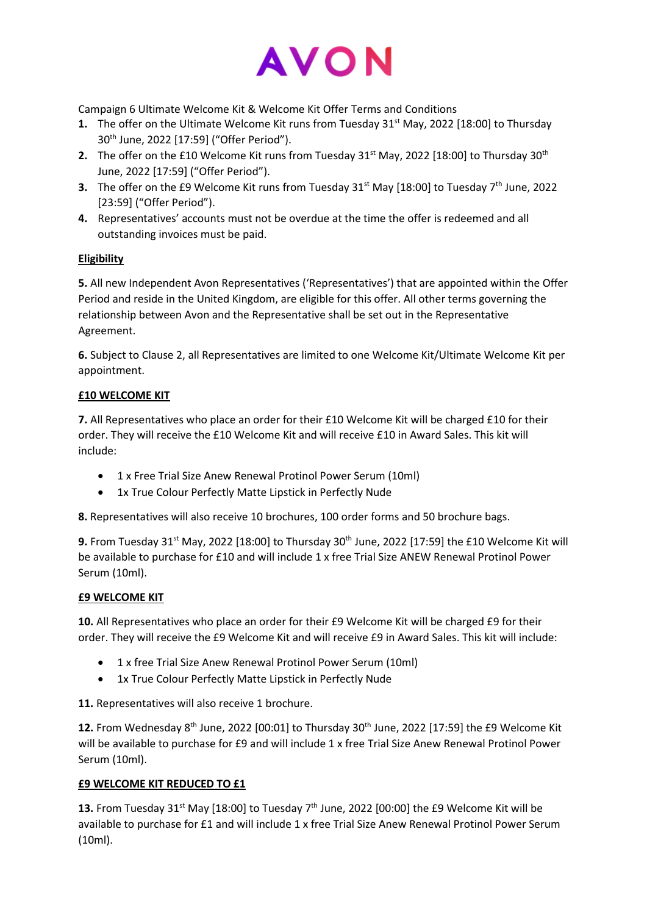# AVON

Campaign 6 Ultimate Welcome Kit & Welcome Kit Offer Terms and Conditions

1. The offer on the Ultimate Welcome Kit runs from Tuesday 31st May, 2022 [18:00] to Thursday 30th June, 2022 [17:59] ("Offer Period").
2. The offer on the £10 Welcome Kit runs from Tuesday 31st May, 2022 [18:00] to Thursday 30th June, 2022 [17:59] ("Offer Period").
3. The offer on the £9 Welcome Kit runs from Tuesday 31st May [18:00] to Tuesday 7th June, 2022 [23:59] ("Offer Period").
4. Representatives' accounts must not be overdue at the time the offer is redeemed and all outstanding invoices must be paid.

**Eligibility**

**5.** All new Independent Avon Representatives ('Representatives') that are appointed within the Offer Period and reside in the United Kingdom, are eligible for this offer. All other terms governing the relationship between Avon and the Representative shall be set out in the Representative Agreement.

**6.** Subject to Clause 2, all Representatives are limited to one Welcome Kit/Ultimate Welcome Kit per appointment.

**£10 WELCOME KIT**

**7.** All Representatives who place an order for their £10 Welcome Kit will be charged £10 for their order. They will receive the £10 Welcome Kit and will receive £10 in Award Sales. This kit will include:

- 1 x Free Trial Size Anew Renewal Protinol Power Serum (10ml)
- 1x True Colour Perfectly Matte Lipstick in Perfectly Nude

**8.** Representatives will also receive 10 brochures, 100 order forms and 50 brochure bags.

**9.** From Tuesday 31st May, 2022 [18:00] to Thursday 30th June, 2022 [17:59] the £10 Welcome Kit will be available to purchase for £10 and will include 1 x free Trial Size ANEW Renewal Protinol Power Serum (10ml).

**£9 WELCOME KIT**

**10.** All Representatives who place an order for their £9 Welcome Kit will be charged £9 for their order. They will receive the £9 Welcome Kit and will receive £9 in Award Sales. This kit will include:

- 1 x free Trial Size Anew Renewal Protinol Power Serum (10ml)
- 1x True Colour Perfectly Matte Lipstick in Perfectly Nude

**11.** Representatives will also receive 1 brochure.

**12.** From Wednesday 8th June, 2022 [00:01] to Thursday 30th June, 2022 [17:59] the £9 Welcome Kit will be available to purchase for £9 and will include 1 x free Trial Size Anew Renewal Protinol Power Serum (10ml).

**£9 WELCOME KIT REDUCED TO £1**

**13.** From Tuesday 31st May [18:00] to Tuesday 7th June, 2022 [00:00] the £9 Welcome Kit will be available to purchase for £1 and will include 1 x free Trial Size Anew Renewal Protinol Power Serum (10ml).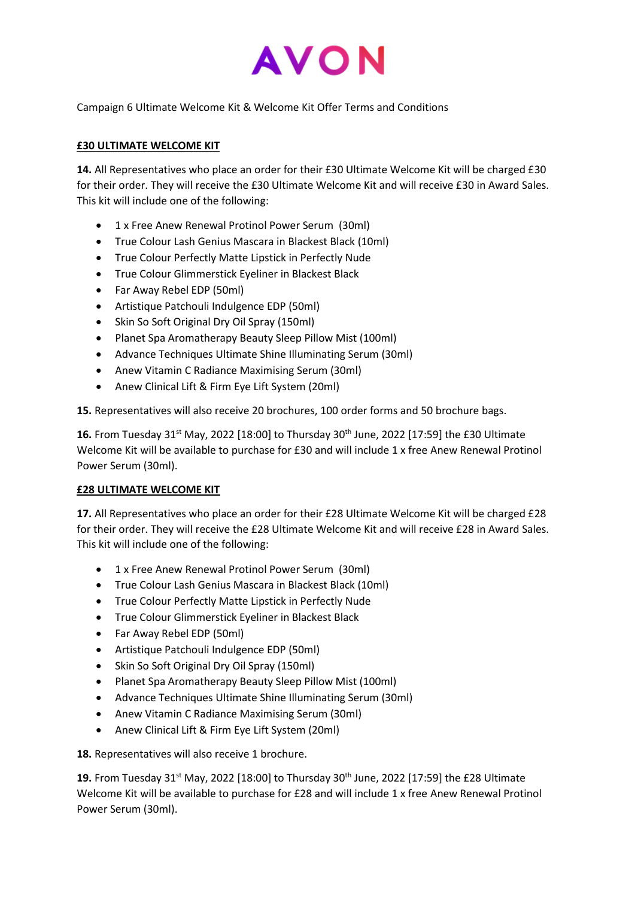Campaign 6 Ultimate Welcome Kit & Welcome Kit Offer Terms and Conditions

**£30 ULTIMATE WELCOME KIT**

**14.** All Representatives who place an order for their £30 Ultimate Welcome Kit will be charged £30 for their order. They will receive the £30 Ultimate Welcome Kit and will receive £30 in Award Sales. This kit will include one of the following:

- 1 x Free Anew Renewal Protinol Power Serum (30ml)
- True Colour Lash Genius Mascara in Blackest Black (10ml)
- True Colour Perfectly Matte Lipstick in Perfectly Nude
- True Colour Glimmerstick Eyeliner in Blackest Black
- Far Away Rebel EDP (50ml)
- Artistique Patchouli Indulgence EDP (50ml)
- Skin So Soft Original Dry Oil Spray (150ml)
- Planet Spa Aromatherapy Beauty Sleep Pillow Mist (100ml)
- Advance Techniques Ultimate Shine Illuminating Serum (30ml)
- Anew Vitamin C Radiance Maximising Serum (30ml)
- Anew Clinical Lift & Firm Eye Lift System (20ml)

**15.** Representatives will also receive 20 brochures, 100 order forms and 50 brochure bags.

**16.** From Tuesday 31st May, 2022 [18:00] to Thursday 30th June, 2022 [17:59] the £30 Ultimate Welcome Kit will be available to purchase for £30 and will include 1 x free Anew Renewal Protinol Power Serum (30ml).

**£28 ULTIMATE WELCOME KIT**

**17.** All Representatives who place an order for their £28 Ultimate Welcome Kit will be charged £28 for their order. They will receive the £28 Ultimate Welcome Kit and will receive £28 in Award Sales. This kit will include one of the following:

- 1 x Free Anew Renewal Protinol Power Serum (30ml)
- True Colour Lash Genius Mascara in Blackest Black (10ml)
- True Colour Perfectly Matte Lipstick in Perfectly Nude
- True Colour Glimmerstick Eyeliner in Blackest Black
- Far Away Rebel EDP (50ml)
- Artistique Patchouli Indulgence EDP (50ml)
- Skin So Soft Original Dry Oil Spray (150ml)
- Planet Spa Aromatherapy Beauty Sleep Pillow Mist (100ml)
- Advance Techniques Ultimate Shine Illuminating Serum (30ml)
- Anew Vitamin C Radiance Maximising Serum (30ml)
- Anew Clinical Lift & Firm Eye Lift System (20ml)

**18.** Representatives will also receive 1 brochure.

**19.** From Tuesday 31st May, 2022 [18:00] to Thursday 30th June, 2022 [17:59] the £28 Ultimate Welcome Kit will be available to purchase for £28 and will include 1 x free Anew Renewal Protinol Power Serum (30ml).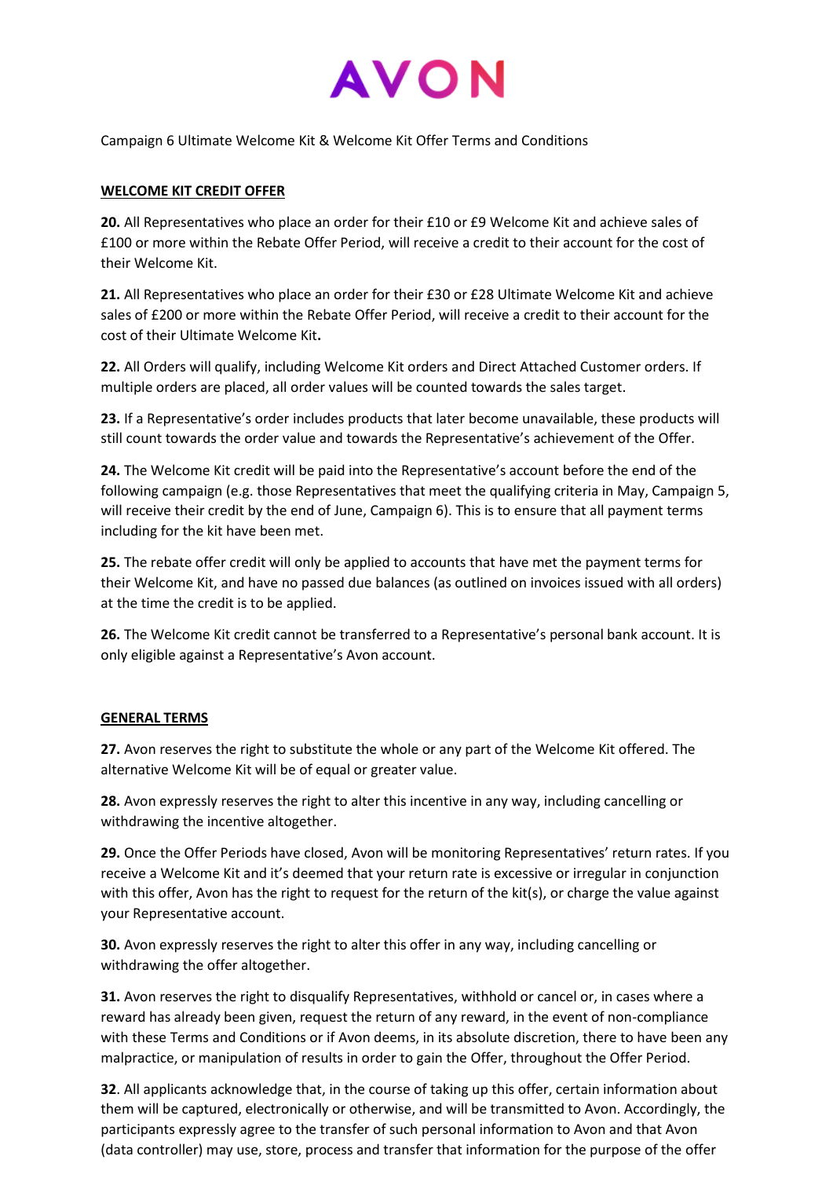# AVON

Campaign 6 Ultimate Welcome Kit & Welcome Kit Offer Terms and Conditions

## WELCOME KIT CREDIT OFFER

**20.** All Representatives who place an order for their £10 or £9 Welcome Kit and achieve sales of £100 or more within the Rebate Offer Period, will receive a credit to their account for the cost of their Welcome Kit.

**21.** All Representatives who place an order for their £30 or £28 Ultimate Welcome Kit and achieve sales of £200 or more within the Rebate Offer Period, will receive a credit to their account for the cost of their Ultimate Welcome Kit**.**

**22.** All Orders will qualify, including Welcome Kit orders and Direct Attached Customer orders. If multiple orders are placed, all order values will be counted towards the sales target.

**23.** If a Representative's order includes products that later become unavailable, these products will still count towards the order value and towards the Representative's achievement of the Offer.

**24.** The Welcome Kit credit will be paid into the Representative's account before the end of the following campaign (e.g. those Representatives that meet the qualifying criteria in May, Campaign 5, will receive their credit by the end of June, Campaign 6). This is to ensure that all payment terms including for the kit have been met.

**25.** The rebate offer credit will only be applied to accounts that have met the payment terms for their Welcome Kit, and have no passed due balances (as outlined on invoices issued with all orders) at the time the credit is to be applied.

**26.** The Welcome Kit credit cannot be transferred to a Representative's personal bank account. It is only eligible against a Representative's Avon account.

## GENERAL TERMS

**27.** Avon reserves the right to substitute the whole or any part of the Welcome Kit offered. The alternative Welcome Kit will be of equal or greater value.

**28.** Avon expressly reserves the right to alter this incentive in any way, including cancelling or withdrawing the incentive altogether.

**29.** Once the Offer Periods have closed, Avon will be monitoring Representatives' return rates. If you receive a Welcome Kit and it's deemed that your return rate is excessive or irregular in conjunction with this offer, Avon has the right to request for the return of the kit(s), or charge the value against your Representative account.

**30.** Avon expressly reserves the right to alter this offer in any way, including cancelling or withdrawing the offer altogether.

**31.** Avon reserves the right to disqualify Representatives, withhold or cancel or, in cases where a reward has already been given, request the return of any reward, in the event of non-compliance with these Terms and Conditions or if Avon deems, in its absolute discretion, there to have been any malpractice, or manipulation of results in order to gain the Offer, throughout the Offer Period.

**32**. All applicants acknowledge that, in the course of taking up this offer, certain information about them will be captured, electronically or otherwise, and will be transmitted to Avon. Accordingly, the participants expressly agree to the transfer of such personal information to Avon and that Avon (data controller) may use, store, process and transfer that information for the purpose of the offer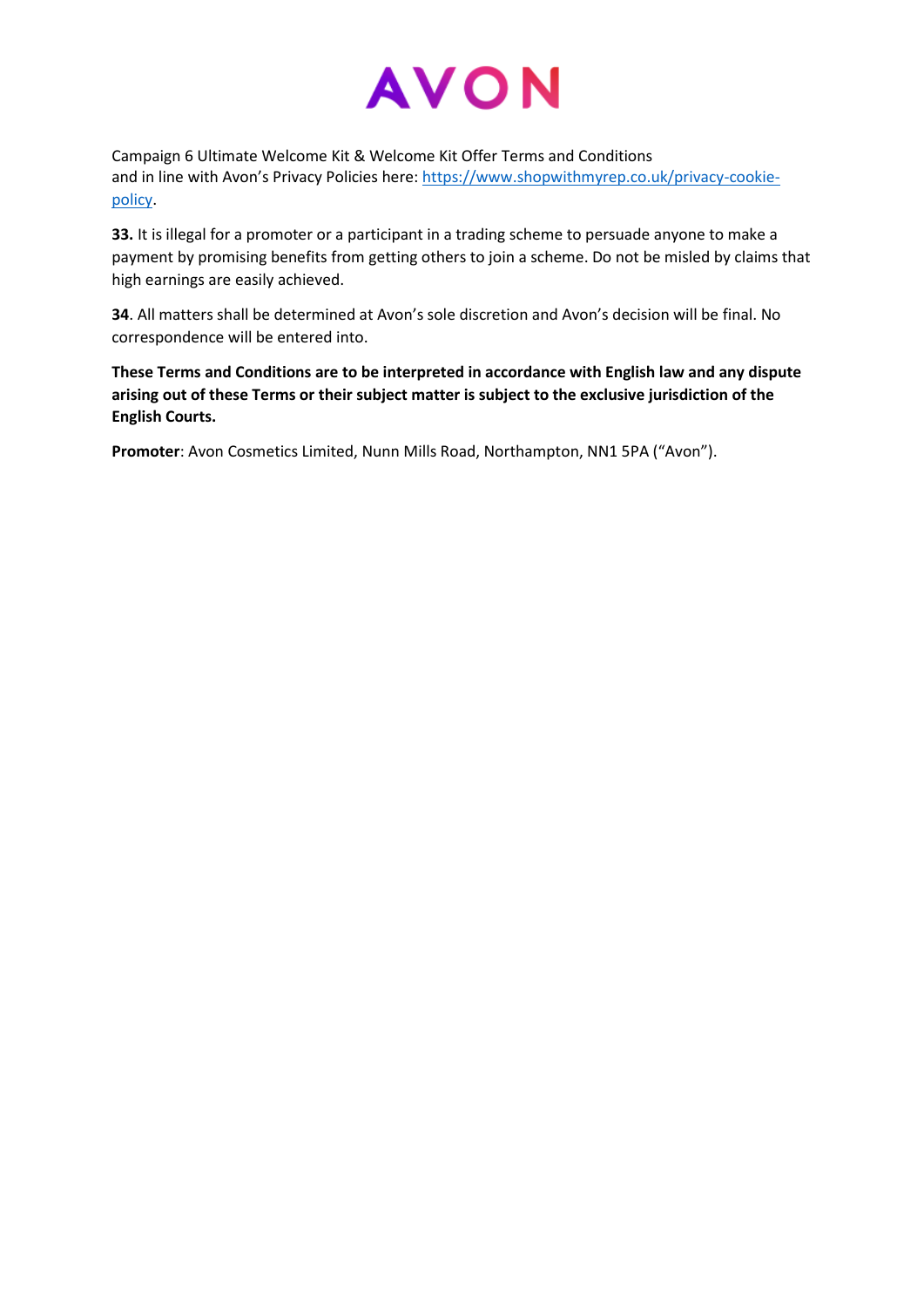Campaign 6 Ultimate Welcome Kit & Welcome Kit Offer Terms and Conditions
and in line with Avon's Privacy Policies here: [https://www.shopwithmyrep.co.uk/privacy-cookie-policy](https://www.shopwithmyrep.co.uk/privacy-cookie-policy).

**33.** It is illegal for a promoter or a participant in a trading scheme to persuade anyone to make a payment by promising benefits from getting others to join a scheme. Do not be misled by claims that high earnings are easily achieved.

**34**. All matters shall be determined at Avon's sole discretion and Avon's decision will be final. No correspondence will be entered into.

**These Terms and Conditions are to be interpreted in accordance with English law and any dispute arising out of these Terms or their subject matter is subject to the exclusive jurisdiction of the English Courts.**

**Promoter**: Avon Cosmetics Limited, Nunn Mills Road, Northampton, NN1 5PA ("Avon").